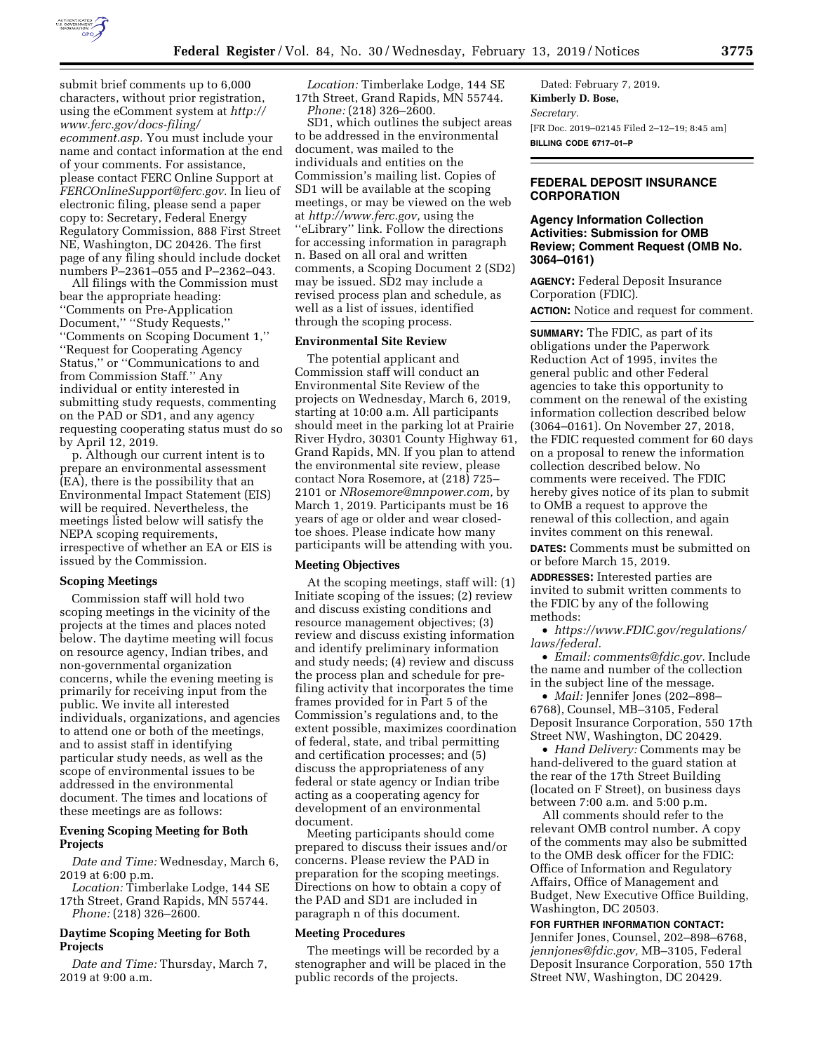submit brief comments up to 6,000 characters, without prior registration, using the eComment system at *http://www.ferc.gov/docs-filing/ecomment.asp.* You must include your name and contact information at the end of your comments. For assistance, please contact FERC Online Support at *FERCOnlineSupport@ferc.gov.* In lieu of electronic filing, please send a paper copy to: Secretary, Federal Energy Regulatory Commission, 888 First Street NE, Washington, DC 20426. The first page of any filing should include docket numbers P–2361–055 and P–2362–043.

All filings with the Commission must bear the appropriate heading: "Comments on Pre-Application Document," "Study Requests," "Comments on Scoping Document 1," "Request for Cooperating Agency Status," or "Communications to and from Commission Staff." Any individual or entity interested in submitting study requests, commenting on the PAD or SD1, and any agency requesting cooperating status must do so by April 12, 2019.

p. Although our current intent is to prepare an environmental assessment (EA), there is the possibility that an Environmental Impact Statement (EIS) will be required. Nevertheless, the meetings listed below will satisfy the NEPA scoping requirements, irrespective of whether an EA or EIS is issued by the Commission.

#### Scoping Meetings

Commission staff will hold two scoping meetings in the vicinity of the projects at the times and places noted below. The daytime meeting will focus on resource agency, Indian tribes, and non-governmental organization concerns, while the evening meeting is primarily for receiving input from the public. We invite all interested individuals, organizations, and agencies to attend one or both of the meetings, and to assist staff in identifying particular study needs, as well as the scope of environmental issues to be addressed in the environmental document. The times and locations of these meetings are as follows:

#### Evening Scoping Meeting for Both Projects

*Date and Time:* Wednesday, March 6, 2019 at 6:00 p.m.

*Location:* Timberlake Lodge, 144 SE 17th Street, Grand Rapids, MN 55744.

*Phone:* (218) 326–2600.

#### Daytime Scoping Meeting for Both Projects

*Date and Time:* Thursday, March 7, 2019 at 9:00 a.m.

*Location:* Timberlake Lodge, 144 SE 17th Street, Grand Rapids, MN 55744.

*Phone:* (218) 326–2600.

SD1, which outlines the subject areas to be addressed in the environmental document, was mailed to the individuals and entities on the Commission's mailing list. Copies of SD1 will be available at the scoping meetings, or may be viewed on the web at *http://www.ferc.gov,* using the "eLibrary" link. Follow the directions for accessing information in paragraph n. Based on all oral and written comments, a Scoping Document 2 (SD2) may be issued. SD2 may include a revised process plan and schedule, as well as a list of issues, identified through the scoping process.

#### Environmental Site Review

The potential applicant and Commission staff will conduct an Environmental Site Review of the projects on Wednesday, March 6, 2019, starting at 10:00 a.m. All participants should meet in the parking lot at Prairie River Hydro, 30301 County Highway 61, Grand Rapids, MN. If you plan to attend the environmental site review, please contact Nora Rosemore, at (218) 725–2101 or *NRosemore@mnpower.com,* by March 1, 2019. Participants must be 16 years of age or older and wear closed-toe shoes. Please indicate how many participants will be attending with you.

#### Meeting Objectives

At the scoping meetings, staff will: (1) Initiate scoping of the issues; (2) review and discuss existing conditions and resource management objectives; (3) review and discuss existing information and identify preliminary information and study needs; (4) review and discuss the process plan and schedule for pre-filing activity that incorporates the time frames provided for in Part 5 of the Commission's regulations and, to the extent possible, maximizes coordination of federal, state, and tribal permitting and certification processes; and (5) discuss the appropriateness of any federal or state agency or Indian tribe acting as a cooperating agency for development of an environmental document.

Meeting participants should come prepared to discuss their issues and/or concerns. Please review the PAD in preparation for the scoping meetings. Directions on how to obtain a copy of the PAD and SD1 are included in paragraph n of this document.

#### Meeting Procedures

The meetings will be recorded by a stenographer and will be placed in the public records of the projects.

Dated: February 7, 2019.

**Kimberly D. Bose,**

*Secretary.*

[FR Doc. 2019–02145 Filed 2–12–19; 8:45 am]

**BILLING CODE 6717–01–P**

## FEDERAL DEPOSIT INSURANCE CORPORATION

### Agency Information Collection Activities: Submission for OMB Review; Comment Request (OMB No. 3064–0161)

**AGENCY:** Federal Deposit Insurance Corporation (FDIC).

**ACTION:** Notice and request for comment.

**SUMMARY:** The FDIC, as part of its obligations under the Paperwork Reduction Act of 1995, invites the general public and other Federal agencies to take this opportunity to comment on the renewal of the existing information collection described below (3064–0161). On November 27, 2018, the FDIC requested comment for 60 days on a proposal to renew the information collection described below. No comments were received. The FDIC hereby gives notice of its plan to submit to OMB a request to approve the renewal of this collection, and again invites comment on this renewal.

**DATES:** Comments must be submitted on or before March 15, 2019.

**ADDRESSES:** Interested parties are invited to submit written comments to the FDIC by any of the following methods:

- *https://www.FDIC.gov/regulations/laws/federal.*
- *Email: comments@fdic.gov.* Include the name and number of the collection in the subject line of the message.
- *Mail:* Jennifer Jones (202–898–6768), Counsel, MB–3105, Federal Deposit Insurance Corporation, 550 17th Street NW, Washington, DC 20429.
- *Hand Delivery:* Comments may be hand-delivered to the guard station at the rear of the 17th Street Building (located on F Street), on business days between 7:00 a.m. and 5:00 p.m.

All comments should refer to the relevant OMB control number. A copy of the comments may also be submitted to the OMB desk officer for the FDIC: Office of Information and Regulatory Affairs, Office of Management and Budget, New Executive Office Building, Washington, DC 20503.

**FOR FURTHER INFORMATION CONTACT:** Jennifer Jones, Counsel, 202–898–6768, *jennjones@fdic.gov,* MB–3105, Federal Deposit Insurance Corporation, 550 17th Street NW, Washington, DC 20429.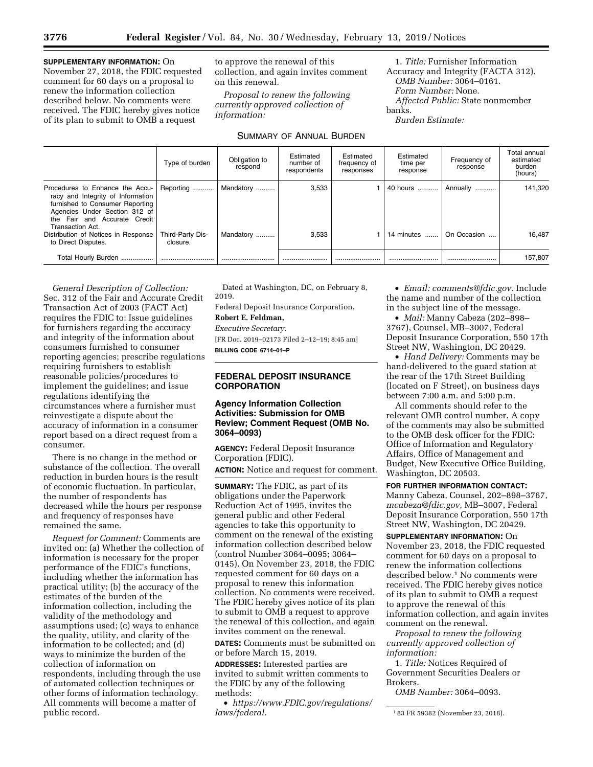**SUPPLEMENTARY INFORMATION:** On November 27, 2018, the FDIC requested comment for 60 days on a proposal to renew the information collection described below. No comments were received. The FDIC hereby gives notice of its plan to submit to OMB a request to approve the renewal of this collection, and again invites comment on this renewal.

*Proposal to renew the following currently approved collection of information:*

1. *Title:* Furnisher Information Accuracy and Integrity (FACTA 312).

*OMB Number:* 3064–0161.

*Form Number:* None.

*Affected Public:* State nonmember banks.

*Burden Estimate:*

SUMMARY OF ANNUAL BURDEN

| | Type of burden | Obligation to respond | Estimated number of respondents | Estimated frequency of responses | Estimated time per response | Frequency of response | Total annual estimated burden (hours) |
|---|---|---|---|---|---|---|---|
| Procedures to Enhance the Accuracy and Integrity of Information furnished to Consumer Reporting Agencies Under Section 312 of the Fair and Accurate Credit Transaction Act. | Reporting | Mandatory | 3,533 | 1 | 40 hours | Annually | 141,320 |
| Distribution of Notices in Response to Direct Disputes. | Third-Party Disclosure. | Mandatory | 3,533 | 1 | 14 minutes | On Occasion | 16,487 |
| Total Hourly Burden | | | | | | | 157,807 |

*General Description of Collection:* Sec. 312 of the Fair and Accurate Credit Transaction Act of 2003 (FACT Act) requires the FDIC to: Issue guidelines for furnishers regarding the accuracy and integrity of the information about consumers furnished to consumer reporting agencies; prescribe regulations requiring furnishers to establish reasonable policies/procedures to implement the guidelines; and issue regulations identifying the circumstances where a furnisher must reinvestigate a dispute about the accuracy of information in a consumer report based on a direct request from a consumer.

There is no change in the method or substance of the collection. The overall reduction in burden hours is the result of economic fluctuation. In particular, the number of respondents has decreased while the hours per response and frequency of responses have remained the same.

*Request for Comment:* Comments are invited on: (a) Whether the collection of information is necessary for the proper performance of the FDIC's functions, including whether the information has practical utility; (b) the accuracy of the estimates of the burden of the information collection, including the validity of the methodology and assumptions used; (c) ways to enhance the quality, utility, and clarity of the information to be collected; and (d) ways to minimize the burden of the collection of information on respondents, including through the use of automated collection techniques or other forms of information technology. All comments will become a matter of public record.

Dated at Washington, DC, on February 8, 2019.

Federal Deposit Insurance Corporation.

**Robert E. Feldman,**

*Executive Secretary.*

[FR Doc. 2019–02173 Filed 2–12–19; 8:45 am]

**BILLING CODE 6714–01–P**

## FEDERAL DEPOSIT INSURANCE CORPORATION

### Agency Information Collection Activities: Submission for OMB Review; Comment Request (OMB No. 3064–0093)

**AGENCY:** Federal Deposit Insurance Corporation (FDIC).

**ACTION:** Notice and request for comment.

**SUMMARY:** The FDIC, as part of its obligations under the Paperwork Reduction Act of 1995, invites the general public and other Federal agencies to take this opportunity to comment on the renewal of the existing information collection described below (control Number 3064–0095; 3064–0145). On November 23, 2018, the FDIC requested comment for 60 days on a proposal to renew this information collection. No comments were received. The FDIC hereby gives notice of its plan to submit to OMB a request to approve the renewal of this collection, and again invites comment on the renewal.

**DATES:** Comments must be submitted on or before March 15, 2019.

**ADDRESSES:** Interested parties are invited to submit written comments to the FDIC by any of the following methods:

- *https://www.FDIC.gov/regulations/laws/federal.*
- *Email: comments@fdic.gov.* Include the name and number of the collection in the subject line of the message.
- *Mail:* Manny Cabeza (202–898–3767), Counsel, MB–3007, Federal Deposit Insurance Corporation, 550 17th Street NW, Washington, DC 20429.
- *Hand Delivery:* Comments may be hand-delivered to the guard station at the rear of the 17th Street Building (located on F Street), on business days between 7:00 a.m. and 5:00 p.m.

All comments should refer to the relevant OMB control number. A copy of the comments may also be submitted to the OMB desk officer for the FDIC: Office of Information and Regulatory Affairs, Office of Management and Budget, New Executive Office Building, Washington, DC 20503.

**FOR FURTHER INFORMATION CONTACT:** Manny Cabeza, Counsel, 202–898–3767, *mcabeza@fdic.gov,* MB–3007, Federal Deposit Insurance Corporation, 550 17th Street NW, Washington, DC 20429.

**SUPPLEMENTARY INFORMATION:** On November 23, 2018, the FDIC requested comment for 60 days on a proposal to renew the information collections described below.[1] No comments were received. The FDIC hereby gives notice of its plan to submit to OMB a request to approve the renewal of this information collection, and again invites comment on the renewal.

*Proposal to renew the following currently approved collection of information:*

1. *Title:* Notices Required of Government Securities Dealers or Brokers.

*OMB Number:* 3064–0093.

[1] 83 FR 59382 (November 23, 2018).